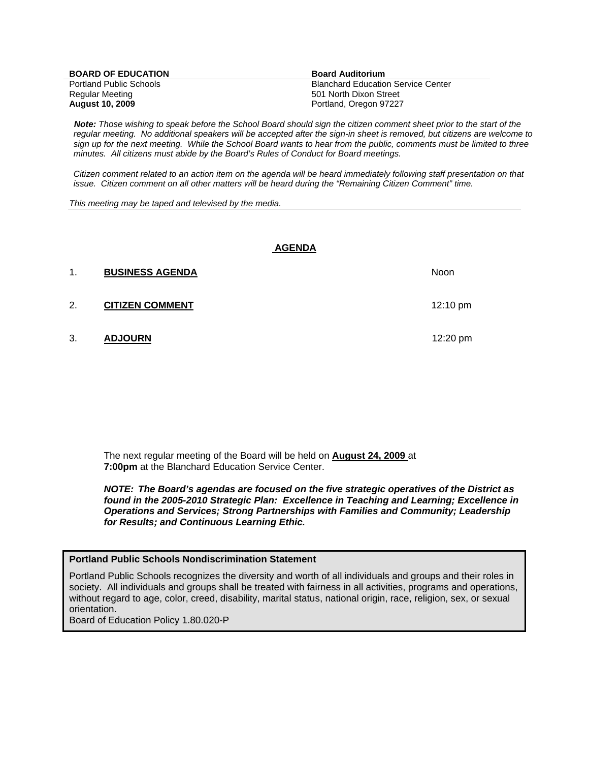**BOARD OF EDUCATION**
Portland Public Schools
Regular Meeting
**August 10, 2009**

**Board Auditorium**
Blanchard Education Service Center
501 North Dixon Street
Portland, Oregon 97227

***Note:*** *Those wishing to speak before the School Board should sign the citizen comment sheet prior to the start of the regular meeting. No additional speakers will be accepted after the sign-in sheet is removed, but citizens are welcome to sign up for the next meeting. While the School Board wants to hear from the public, comments must be limited to three minutes. All citizens must abide by the Board's Rules of Conduct for Board meetings.*

*Citizen comment related to an action item on the agenda will be heard immediately following staff presentation on that issue. Citizen comment on all other matters will be heard during the "Remaining Citizen Comment" time.*

*This meeting may be taped and televised by the media.*

## AGENDA

1. **BUSINESS AGENDA** — Noon

2. **CITIZEN COMMENT** — 12:10 pm

3. **ADJOURN** — 12:20 pm

The next regular meeting of the Board will be held on **August 24, 2009** at **7:00pm** at the Blanchard Education Service Center.

***NOTE: The Board's agendas are focused on the five strategic operatives of the District as found in the 2005-2010 Strategic Plan: Excellence in Teaching and Learning; Excellence in Operations and Services; Strong Partnerships with Families and Community; Leadership for Results; and Continuous Learning Ethic.***

**Portland Public Schools Nondiscrimination Statement**

Portland Public Schools recognizes the diversity and worth of all individuals and groups and their roles in society. All individuals and groups shall be treated with fairness in all activities, programs and operations, without regard to age, color, creed, disability, marital status, national origin, race, religion, sex, or sexual orientation.
Board of Education Policy 1.80.020-P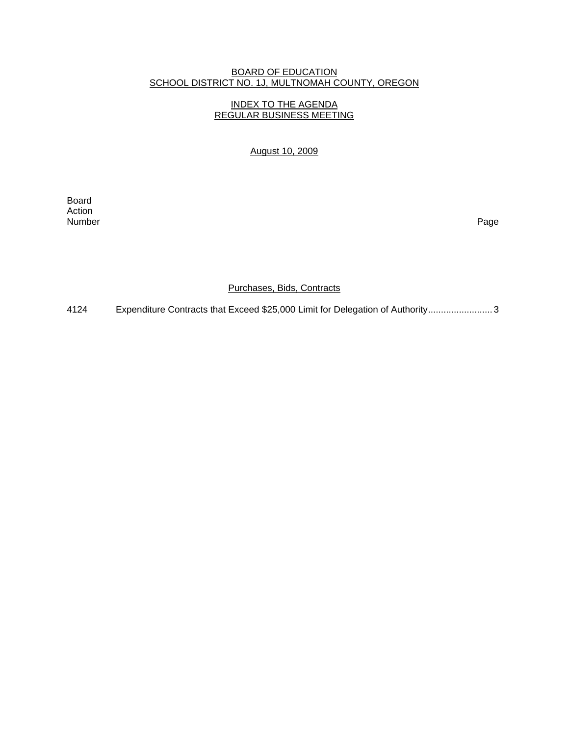BOARD OF EDUCATION
SCHOOL DISTRICT NO. 1J, MULTNOMAH COUNTY, OREGON

INDEX TO THE AGENDA
REGULAR BUSINESS MEETING

August 10, 2009

| Board Action Number | | Page |
|---|---|---|
| | **Purchases, Bids, Contracts** | |
| 4124 | Expenditure Contracts that Exceed $25,000 Limit for Delegation of Authority | 3 |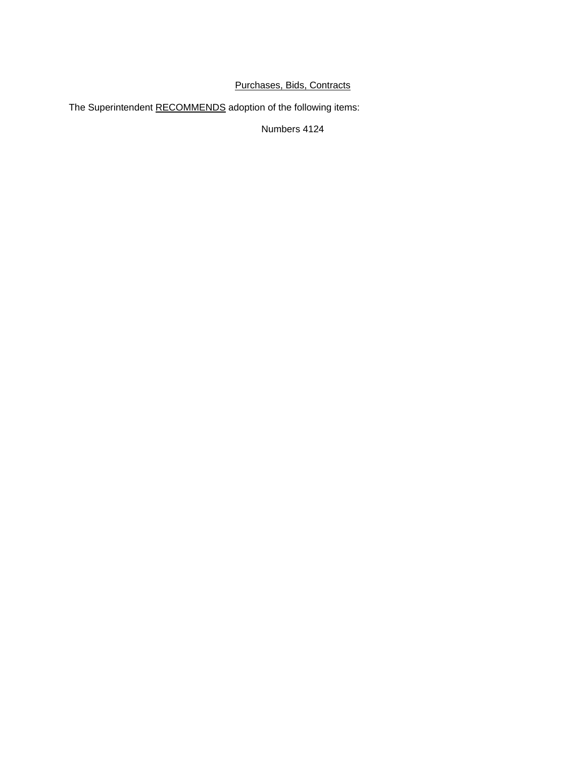<u>Purchases, Bids, Contracts</u>

The Superintendent <u>RECOMMENDS</u> adoption of the following items:

Numbers 4124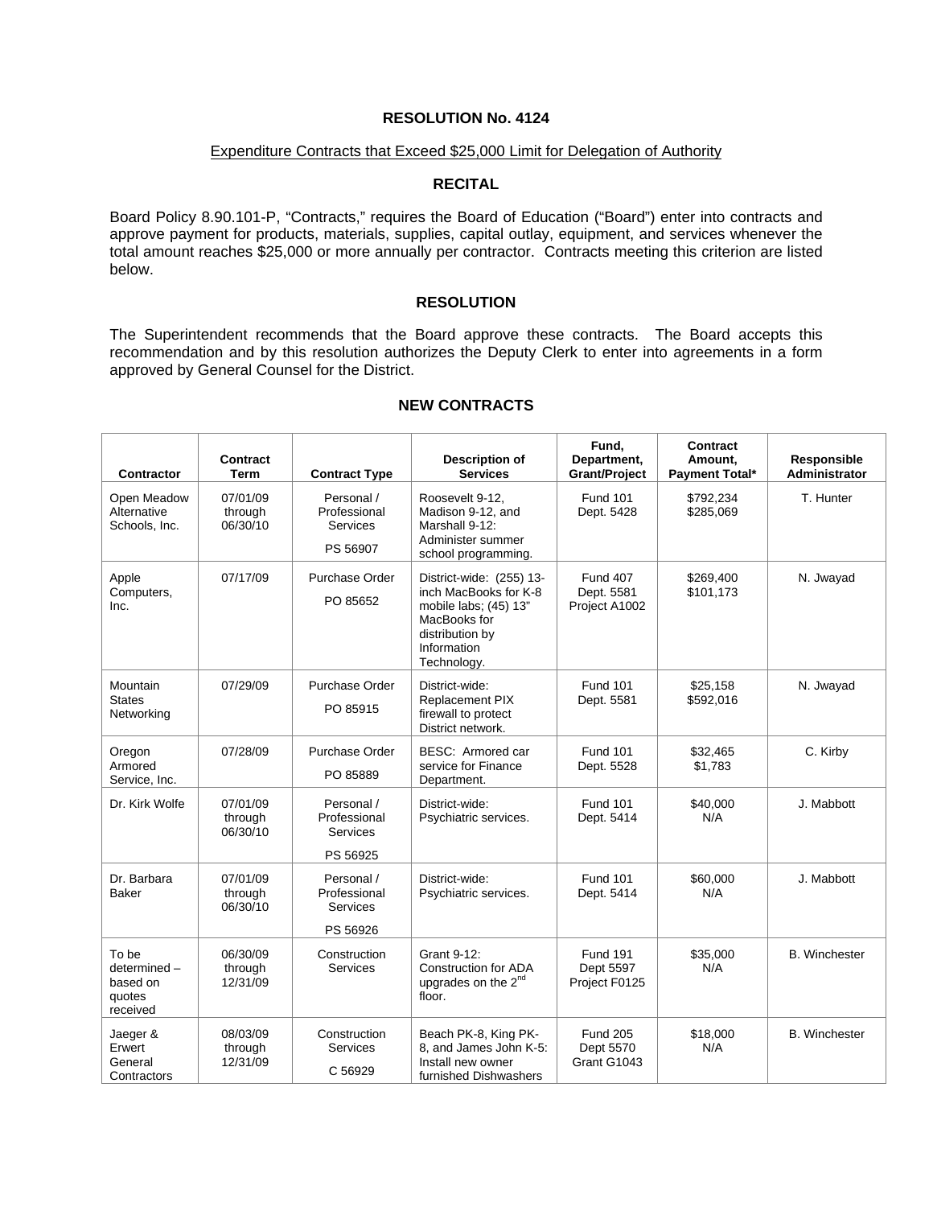**RESOLUTION No. 4124**

Expenditure Contracts that Exceed $25,000 Limit for Delegation of Authority

**RECITAL**

Board Policy 8.90.101-P, "Contracts," requires the Board of Education ("Board") enter into contracts and approve payment for products, materials, supplies, capital outlay, equipment, and services whenever the total amount reaches $25,000 or more annually per contractor. Contracts meeting this criterion are listed below.

**RESOLUTION**

The Superintendent recommends that the Board approve these contracts. The Board accepts this recommendation and by this resolution authorizes the Deputy Clerk to enter into agreements in a form approved by General Counsel for the District.

**NEW CONTRACTS**

| Contractor | Contract Term | Contract Type | Description of Services | Fund, Department, Grant/Project | Contract Amount, Payment Total* | Responsible Administrator |
|---|---|---|---|---|---|---|
| Open Meadow Alternative Schools, Inc. | 07/01/09 through 06/30/10 | Personal / Professional Services PS 56907 | Roosevelt 9-12, Madison 9-12, and Marshall 9-12: Administer summer school programming. | Fund 101 Dept. 5428 | $792,234 $285,069 | T. Hunter |
| Apple Computers, Inc. | 07/17/09 | Purchase Order PO 85652 | District-wide: (255) 13-inch MacBooks for K-8 mobile labs; (45) 13" MacBooks for distribution by Information Technology. | Fund 407 Dept. 5581 Project A1002 | $269,400 $101,173 | N. Jwayad |
| Mountain States Networking | 07/29/09 | Purchase Order PO 85915 | District-wide: Replacement PIX firewall to protect District network. | Fund 101 Dept. 5581 | $25,158 $592,016 | N. Jwayad |
| Oregon Armored Service, Inc. | 07/28/09 | Purchase Order PO 85889 | BESC: Armored car service for Finance Department. | Fund 101 Dept. 5528 | $32,465 $1,783 | C. Kirby |
| Dr. Kirk Wolfe | 07/01/09 through 06/30/10 | Personal / Professional Services PS 56925 | District-wide: Psychiatric services. | Fund 101 Dept. 5414 | $40,000 N/A | J. Mabbott |
| Dr. Barbara Baker | 07/01/09 through 06/30/10 | Personal / Professional Services PS 56926 | District-wide: Psychiatric services. | Fund 101 Dept. 5414 | $60,000 N/A | J. Mabbott |
| To be determined – based on quotes received | 06/30/09 through 12/31/09 | Construction Services | Grant 9-12: Construction for ADA upgrades on the 2nd floor. | Fund 191 Dept 5597 Project F0125 | $35,000 N/A | B. Winchester |
| Jaeger & Erwert General Contractors | 08/03/09 through 12/31/09 | Construction Services C 56929 | Beach PK-8, King PK-8, and James John K-5: Install new owner furnished Dishwashers | Fund 205 Dept 5570 Grant G1043 | $18,000 N/A | B. Winchester |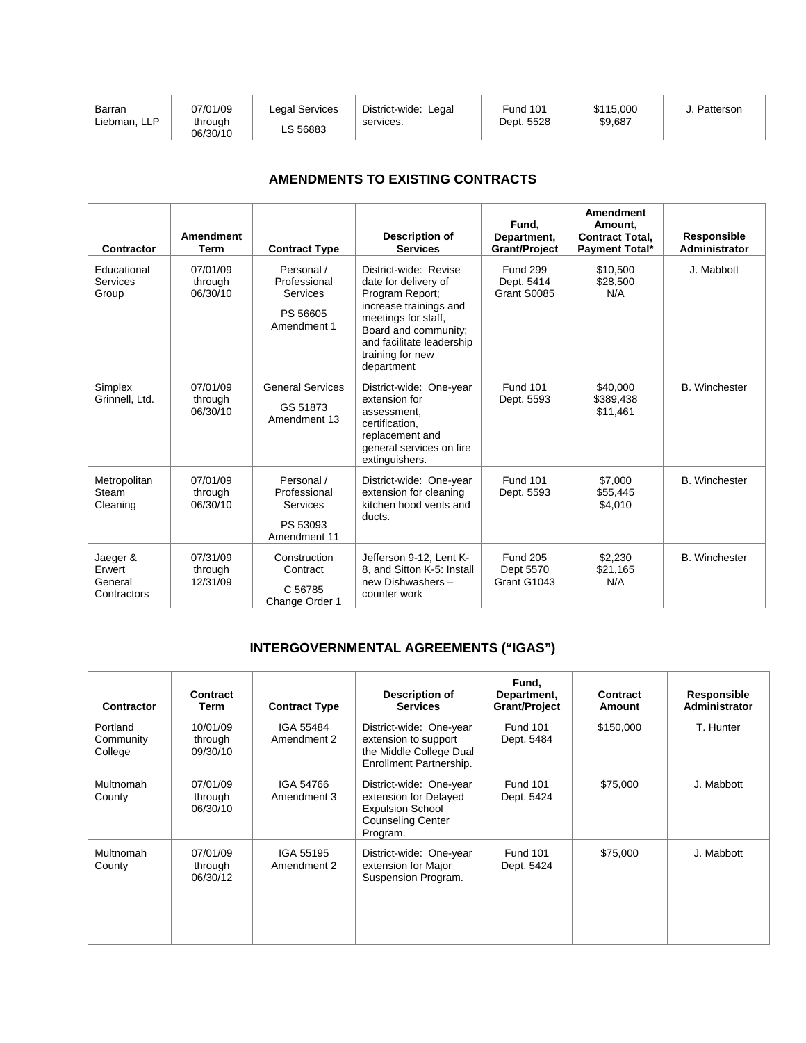| Barran Liebman, LLP | 07/01/09 through 06/30/10 | Legal Services LS 56883 | District-wide: Legal services. | Fund 101 Dept. 5528 | $115,000 $9,687 | J. Patterson |
|---|---|---|---|---|---|---|

## AMENDMENTS TO EXISTING CONTRACTS

| Contractor | Amendment Term | Contract Type | Description of Services | Fund, Department, Grant/Project | Amendment Amount, Contract Total, Payment Total* | Responsible Administrator |
|---|---|---|---|---|---|---|
| Educational Services Group | 07/01/09 through 06/30/10 | Personal / Professional Services PS 56605 Amendment 1 | District-wide: Revise date for delivery of Program Report; increase trainings and meetings for staff, Board and community; and facilitate leadership training for new department | Fund 299 Dept. 5414 Grant S0085 | $10,500 $28,500 N/A | J. Mabbott |
| Simplex Grinnell, Ltd. | 07/01/09 through 06/30/10 | General Services GS 51873 Amendment 13 | District-wide: One-year extension for assessment, certification, replacement and general services on fire extinguishers. | Fund 101 Dept. 5593 | $40,000 $389,438 $11,461 | B. Winchester |
| Metropolitan Steam Cleaning | 07/01/09 through 06/30/10 | Personal / Professional Services PS 53093 Amendment 11 | District-wide: One-year extension for cleaning kitchen hood vents and ducts. | Fund 101 Dept. 5593 | $7,000 $55,445 $4,010 | B. Winchester |
| Jaeger & Erwert General Contractors | 07/31/09 through 12/31/09 | Construction Contract C 56785 Change Order 1 | Jefferson 9-12, Lent K-8, and Sitton K-5: Install new Dishwashers – counter work | Fund 205 Dept 5570 Grant G1043 | $2,230 $21,165 N/A | B. Winchester |

## INTERGOVERNMENTAL AGREEMENTS ("IGAS")

| Contractor | Contract Term | Contract Type | Description of Services | Fund, Department, Grant/Project | Contract Amount | Responsible Administrator |
|---|---|---|---|---|---|---|
| Portland Community College | 10/01/09 through 09/30/10 | IGA 55484 Amendment 2 | District-wide: One-year extension to support the Middle College Dual Enrollment Partnership. | Fund 101 Dept. 5484 | $150,000 | T. Hunter |
| Multnomah County | 07/01/09 through 06/30/10 | IGA 54766 Amendment 3 | District-wide: One-year extension for Delayed Expulsion School Counseling Center Program. | Fund 101 Dept. 5424 | $75,000 | J. Mabbott |
| Multnomah County | 07/01/09 through 06/30/12 | IGA 55195 Amendment 2 | District-wide: One-year extension for Major Suspension Program. | Fund 101 Dept. 5424 | $75,000 | J. Mabbott |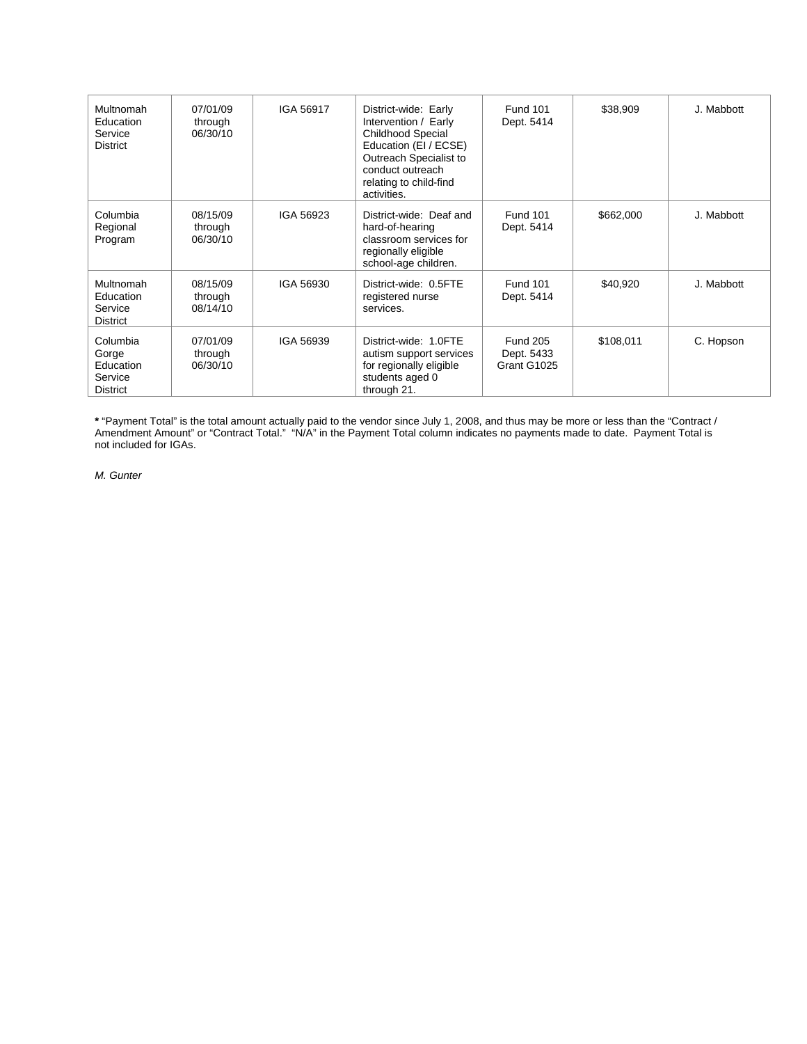| | | | | | | |
|---|---|---|---|---|---|---|
| Multnomah Education Service District | 07/01/09 through 06/30/10 | IGA 56917 | District-wide: Early Intervention / Early Childhood Special Education (EI / ECSE) Outreach Specialist to conduct outreach relating to child-find activities. | Fund 101 Dept. 5414 | $38,909 | J. Mabbott |
| Columbia Regional Program | 08/15/09 through 06/30/10 | IGA 56923 | District-wide: Deaf and hard-of-hearing classroom services for regionally eligible school-age children. | Fund 101 Dept. 5414 | $662,000 | J. Mabbott |
| Multnomah Education Service District | 08/15/09 through 08/14/10 | IGA 56930 | District-wide: 0.5FTE registered nurse services. | Fund 101 Dept. 5414 | $40,920 | J. Mabbott |
| Columbia Gorge Education Service District | 07/01/09 through 06/30/10 | IGA 56939 | District-wide: 1.0FTE autism support services for regionally eligible students aged 0 through 21. | Fund 205 Dept. 5433 Grant G1025 | $108,011 | C. Hopson |

**\*** "Payment Total" is the total amount actually paid to the vendor since July 1, 2008, and thus may be more or less than the "Contract / Amendment Amount" or "Contract Total." "N/A" in the Payment Total column indicates no payments made to date. Payment Total is not included for IGAs.

*M. Gunter*